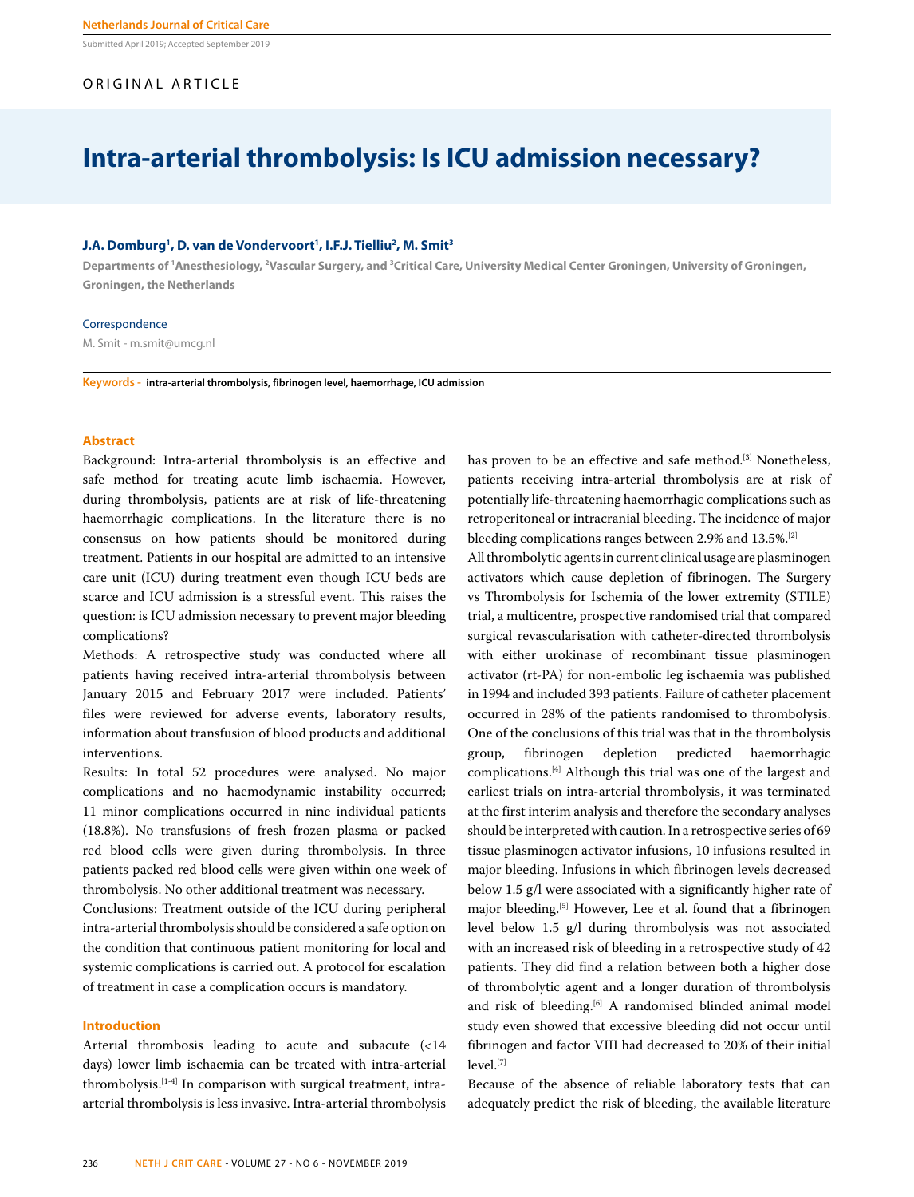Submitted April 2019; Accepted September 2019

ORIGINAL ARTICLE

# Intra-arterial thrombolysis: Is ICU admission necessary?

**J.A. Domburg[1], D. van de Vondervoort[1], I.F.J. Tielliu[2], M. Smit[3]**

Departments of [1]Anesthesiology, [2]Vascular Surgery, and [3]Critical Care, University Medical Center Groningen, University of Groningen, Groningen, the Netherlands

Correspondence

M. Smit - m.smit@umcg.nl

**Keywords -** intra-arterial thrombolysis, fibrinogen level, haemorrhage, ICU admission

## Abstract

Background: Intra-arterial thrombolysis is an effective and safe method for treating acute limb ischaemia. However, during thrombolysis, patients are at risk of life-threatening haemorrhagic complications. In the literature there is no consensus on how patients should be monitored during treatment. Patients in our hospital are admitted to an intensive care unit (ICU) during treatment even though ICU beds are scarce and ICU admission is a stressful event. This raises the question: is ICU admission necessary to prevent major bleeding complications?

Methods: A retrospective study was conducted where all patients having received intra-arterial thrombolysis between January 2015 and February 2017 were included. Patients' files were reviewed for adverse events, laboratory results, information about transfusion of blood products and additional interventions.

Results: In total 52 procedures were analysed. No major complications and no haemodynamic instability occurred; 11 minor complications occurred in nine individual patients (18.8%). No transfusions of fresh frozen plasma or packed red blood cells were given during thrombolysis. In three patients packed red blood cells were given within one week of thrombolysis. No other additional treatment was necessary.

Conclusions: Treatment outside of the ICU during peripheral intra-arterial thrombolysis should be considered a safe option on the condition that continuous patient monitoring for local and systemic complications is carried out. A protocol for escalation of treatment in case a complication occurs is mandatory.

## Introduction

Arterial thrombosis leading to acute and subacute (<14 days) lower limb ischaemia can be treated with intra-arterial thrombolysis.[1-4] In comparison with surgical treatment, intra-arterial thrombolysis is less invasive. Intra-arterial thrombolysis has proven to be an effective and safe method.[3] Nonetheless, patients receiving intra-arterial thrombolysis are at risk of potentially life-threatening haemorrhagic complications such as retroperitoneal or intracranial bleeding. The incidence of major bleeding complications ranges between 2.9% and 13.5%.[2]

All thrombolytic agents in current clinical usage are plasminogen activators which cause depletion of fibrinogen. The Surgery vs Thrombolysis for Ischemia of the lower extremity (STILE) trial, a multicentre, prospective randomised trial that compared surgical revascularisation with catheter-directed thrombolysis with either urokinase of recombinant tissue plasminogen activator (rt-PA) for non-embolic leg ischaemia was published in 1994 and included 393 patients. Failure of catheter placement occurred in 28% of the patients randomised to thrombolysis. One of the conclusions of this trial was that in the thrombolysis group, fibrinogen depletion predicted haemorrhagic complications.[4] Although this trial was one of the largest and earliest trials on intra-arterial thrombolysis, it was terminated at the first interim analysis and therefore the secondary analyses should be interpreted with caution. In a retrospective series of 69 tissue plasminogen activator infusions, 10 infusions resulted in major bleeding. Infusions in which fibrinogen levels decreased below 1.5 g/l were associated with a significantly higher rate of major bleeding.[5] However, Lee et al. found that a fibrinogen level below 1.5 g/l during thrombolysis was not associated with an increased risk of bleeding in a retrospective study of 42 patients. They did find a relation between both a higher dose of thrombolytic agent and a longer duration of thrombolysis and risk of bleeding.[6] A randomised blinded animal model study even showed that excessive bleeding did not occur until fibrinogen and factor VIII had decreased to 20% of their initial level.[7]

Because of the absence of reliable laboratory tests that can adequately predict the risk of bleeding, the available literature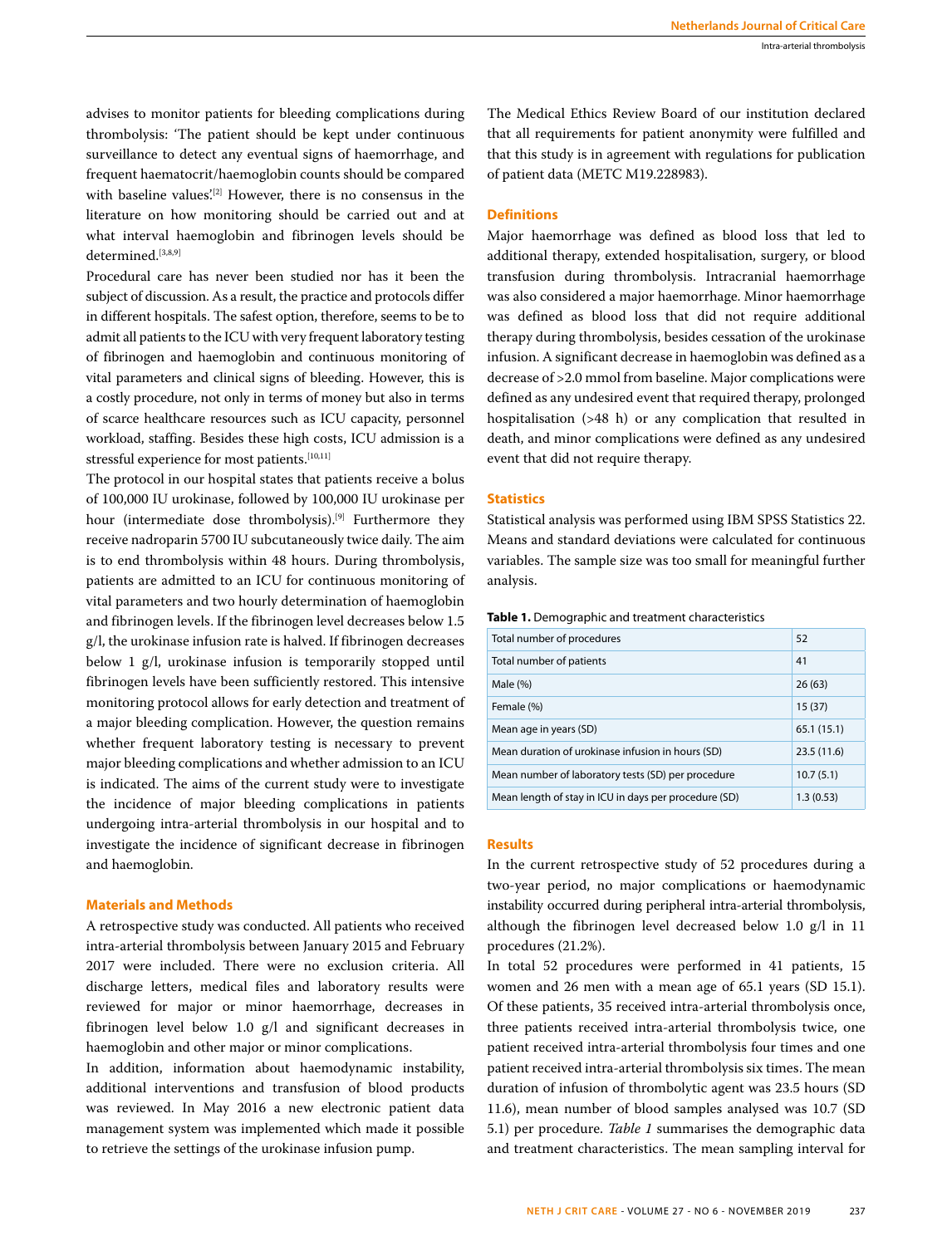advises to monitor patients for bleeding complications during thrombolysis: 'The patient should be kept under continuous surveillance to detect any eventual signs of haemorrhage, and frequent haematocrit/haemoglobin counts should be compared with baseline values'.[2] However, there is no consensus in the literature on how monitoring should be carried out and at what interval haemoglobin and fibrinogen levels should be determined.[3,8,9]

Procedural care has never been studied nor has it been the subject of discussion. As a result, the practice and protocols differ in different hospitals. The safest option, therefore, seems to be to admit all patients to the ICU with very frequent laboratory testing of fibrinogen and haemoglobin and continuous monitoring of vital parameters and clinical signs of bleeding. However, this is a costly procedure, not only in terms of money but also in terms of scarce healthcare resources such as ICU capacity, personnel workload, staffing. Besides these high costs, ICU admission is a stressful experience for most patients.[10,11]

The protocol in our hospital states that patients receive a bolus of 100,000 IU urokinase, followed by 100,000 IU urokinase per hour (intermediate dose thrombolysis).[9] Furthermore they receive nadroparin 5700 IU subcutaneously twice daily. The aim is to end thrombolysis within 48 hours. During thrombolysis, patients are admitted to an ICU for continuous monitoring of vital parameters and two hourly determination of haemoglobin and fibrinogen levels. If the fibrinogen level decreases below 1.5 g/l, the urokinase infusion rate is halved. If fibrinogen decreases below 1 g/l, urokinase infusion is temporarily stopped until fibrinogen levels have been sufficiently restored. This intensive monitoring protocol allows for early detection and treatment of a major bleeding complication. However, the question remains whether frequent laboratory testing is necessary to prevent major bleeding complications and whether admission to an ICU is indicated. The aims of the current study were to investigate the incidence of major bleeding complications in patients undergoing intra-arterial thrombolysis in our hospital and to investigate the incidence of significant decrease in fibrinogen and haemoglobin.

## Materials and Methods

A retrospective study was conducted. All patients who received intra-arterial thrombolysis between January 2015 and February 2017 were included. There were no exclusion criteria. All discharge letters, medical files and laboratory results were reviewed for major or minor haemorrhage, decreases in fibrinogen level below 1.0 g/l and significant decreases in haemoglobin and other major or minor complications.

In addition, information about haemodynamic instability, additional interventions and transfusion of blood products was reviewed. In May 2016 a new electronic patient data management system was implemented which made it possible to retrieve the settings of the urokinase infusion pump.

The Medical Ethics Review Board of our institution declared that all requirements for patient anonymity were fulfilled and that this study is in agreement with regulations for publication of patient data (METC M19.228983).

## Definitions

Major haemorrhage was defined as blood loss that led to additional therapy, extended hospitalisation, surgery, or blood transfusion during thrombolysis. Intracranial haemorrhage was also considered a major haemorrhage. Minor haemorrhage was defined as blood loss that did not require additional therapy during thrombolysis, besides cessation of the urokinase infusion. A significant decrease in haemoglobin was defined as a decrease of >2.0 mmol from baseline. Major complications were defined as any undesired event that required therapy, prolonged hospitalisation (>48 h) or any complication that resulted in death, and minor complications were defined as any undesired event that did not require therapy.

## Statistics

Statistical analysis was performed using IBM SPSS Statistics 22. Means and standard deviations were calculated for continuous variables. The sample size was too small for meaningful further analysis.

**Table 1.** Demographic and treatment characteristics

| | |
|---|---|
| Total number of procedures | 52 |
| Total number of patients | 41 |
| Male (%) | 26 (63) |
| Female (%) | 15 (37) |
| Mean age in years (SD) | 65.1 (15.1) |
| Mean duration of urokinase infusion in hours (SD) | 23.5 (11.6) |
| Mean number of laboratory tests (SD) per procedure | 10.7 (5.1) |
| Mean length of stay in ICU in days per procedure (SD) | 1.3 (0.53) |

## Results

In the current retrospective study of 52 procedures during a two-year period, no major complications or haemodynamic instability occurred during peripheral intra-arterial thrombolysis, although the fibrinogen level decreased below 1.0 g/l in 11 procedures (21.2%).

In total 52 procedures were performed in 41 patients, 15 women and 26 men with a mean age of 65.1 years (SD 15.1). Of these patients, 35 received intra-arterial thrombolysis once, three patients received intra-arterial thrombolysis twice, one patient received intra-arterial thrombolysis four times and one patient received intra-arterial thrombolysis six times. The mean duration of infusion of thrombolytic agent was 23.5 hours (SD 11.6), mean number of blood samples analysed was 10.7 (SD 5.1) per procedure. *Table 1* summarises the demographic data and treatment characteristics. The mean sampling interval for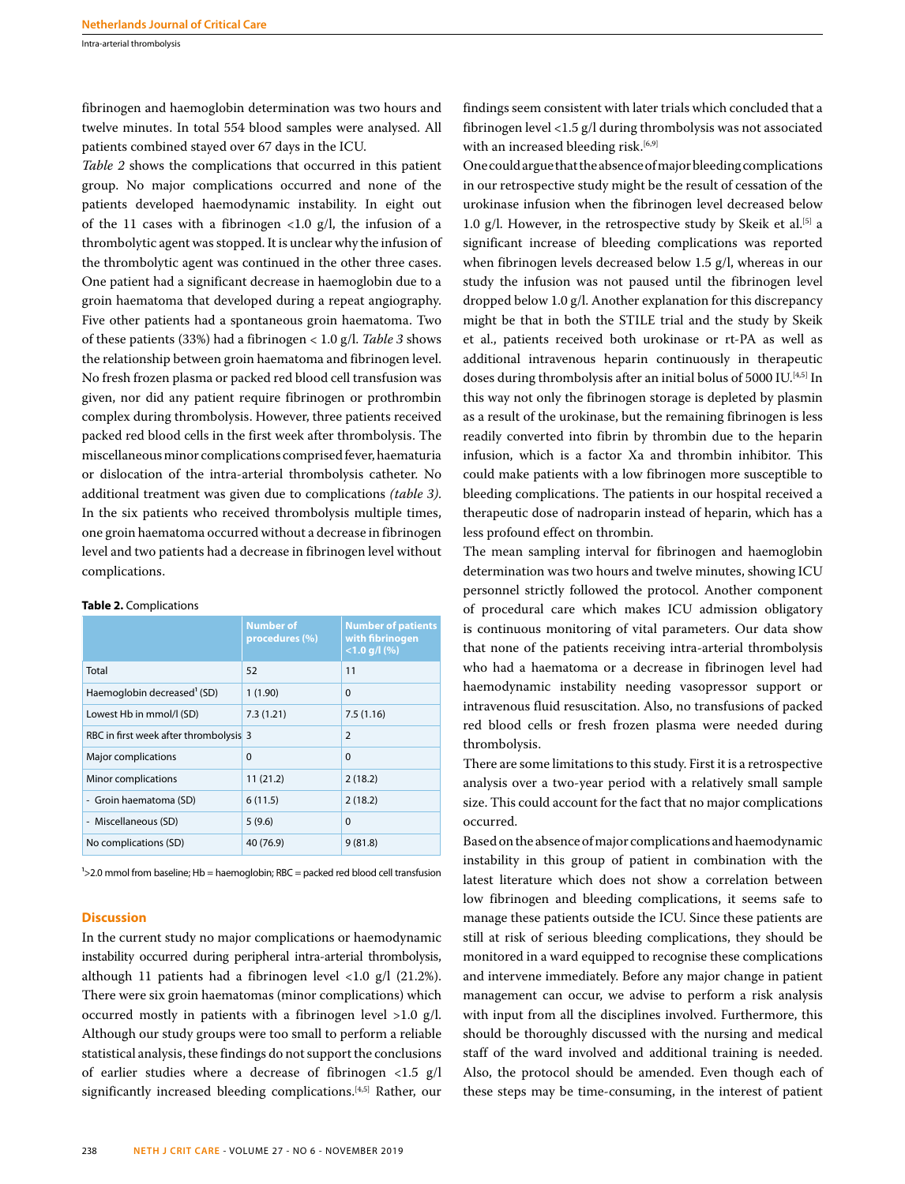fibrinogen and haemoglobin determination was two hours and twelve minutes. In total 554 blood samples were analysed. All patients combined stayed over 67 days in the ICU.

*Table 2* shows the complications that occurred in this patient group. No major complications occurred and none of the patients developed haemodynamic instability. In eight out of the 11 cases with a fibrinogen <1.0 g/l, the infusion of a thrombolytic agent was stopped. It is unclear why the infusion of the thrombolytic agent was continued in the other three cases. One patient had a significant decrease in haemoglobin due to a groin haematoma that developed during a repeat angiography. Five other patients had a spontaneous groin haematoma. Two of these patients (33%) had a fibrinogen < 1.0 g/l. *Table 3* shows the relationship between groin haematoma and fibrinogen level. No fresh frozen plasma or packed red blood cell transfusion was given, nor did any patient require fibrinogen or prothrombin complex during thrombolysis. However, three patients received packed red blood cells in the first week after thrombolysis. The miscellaneous minor complications comprised fever, haematuria or dislocation of the intra-arterial thrombolysis catheter. No additional treatment was given due to complications *(table 3)*. In the six patients who received thrombolysis multiple times, one groin haematoma occurred without a decrease in fibrinogen level and two patients had a decrease in fibrinogen level without complications.

**Table 2.** Complications

| | Number of procedures (%) | Number of patients with fibrinogen <1.0 g/l (%) |
|---|---|---|
| Total | 52 | 11 |
| Haemoglobin decreased[1] (SD) | 1 (1.90) | 0 |
| Lowest Hb in mmol/l (SD) | 7.3 (1.21) | 7.5 (1.16) |
| RBC in first week after thrombolysis | 3 | 2 |
| Major complications | 0 | 0 |
| Minor complications | 11 (21.2) | 2 (18.2) |
| - Groin haematoma (SD) | 6 (11.5) | 2 (18.2) |
| - Miscellaneous (SD) | 5 (9.6) | 0 |
| No complications (SD) | 40 (76.9) | 9 (81.8) |

[1]>2.0 mmol from baseline; Hb = haemoglobin; RBC = packed red blood cell transfusion

## Discussion

In the current study no major complications or haemodynamic instability occurred during peripheral intra-arterial thrombolysis, although 11 patients had a fibrinogen level <1.0 g/l (21.2%). There were six groin haematomas (minor complications) which occurred mostly in patients with a fibrinogen level >1.0 g/l. Although our study groups were too small to perform a reliable statistical analysis, these findings do not support the conclusions of earlier studies where a decrease of fibrinogen <1.5 g/l significantly increased bleeding complications.[4,5] Rather, our findings seem consistent with later trials which concluded that a fibrinogen level <1.5 g/l during thrombolysis was not associated with an increased bleeding risk.[6,9]

One could argue that the absence of major bleeding complications in our retrospective study might be the result of cessation of the urokinase infusion when the fibrinogen level decreased below 1.0 g/l. However, in the retrospective study by Skeik et al.[5] a significant increase of bleeding complications was reported when fibrinogen levels decreased below 1.5 g/l, whereas in our study the infusion was not paused until the fibrinogen level dropped below 1.0 g/l. Another explanation for this discrepancy might be that in both the STILE trial and the study by Skeik et al., patients received both urokinase or rt-PA as well as additional intravenous heparin continuously in therapeutic doses during thrombolysis after an initial bolus of 5000 IU.[4,5] In this way not only the fibrinogen storage is depleted by plasmin as a result of the urokinase, but the remaining fibrinogen is less readily converted into fibrin by thrombin due to the heparin infusion, which is a factor Xa and thrombin inhibitor. This could make patients with a low fibrinogen more susceptible to bleeding complications. The patients in our hospital received a therapeutic dose of nadroparin instead of heparin, which has a less profound effect on thrombin.

The mean sampling interval for fibrinogen and haemoglobin determination was two hours and twelve minutes, showing ICU personnel strictly followed the protocol. Another component of procedural care which makes ICU admission obligatory is continuous monitoring of vital parameters. Our data show that none of the patients receiving intra-arterial thrombolysis who had a haematoma or a decrease in fibrinogen level had haemodynamic instability needing vasopressor support or intravenous fluid resuscitation. Also, no transfusions of packed red blood cells or fresh frozen plasma were needed during thrombolysis.

There are some limitations to this study. First it is a retrospective analysis over a two-year period with a relatively small sample size. This could account for the fact that no major complications occurred.

Based on the absence of major complications and haemodynamic instability in this group of patient in combination with the latest literature which does not show a correlation between low fibrinogen and bleeding complications, it seems safe to manage these patients outside the ICU. Since these patients are still at risk of serious bleeding complications, they should be monitored in a ward equipped to recognise these complications and intervene immediately. Before any major change in patient management can occur, we advise to perform a risk analysis with input from all the disciplines involved. Furthermore, this should be thoroughly discussed with the nursing and medical staff of the ward involved and additional training is needed. Also, the protocol should be amended. Even though each of these steps may be time-consuming, in the interest of patient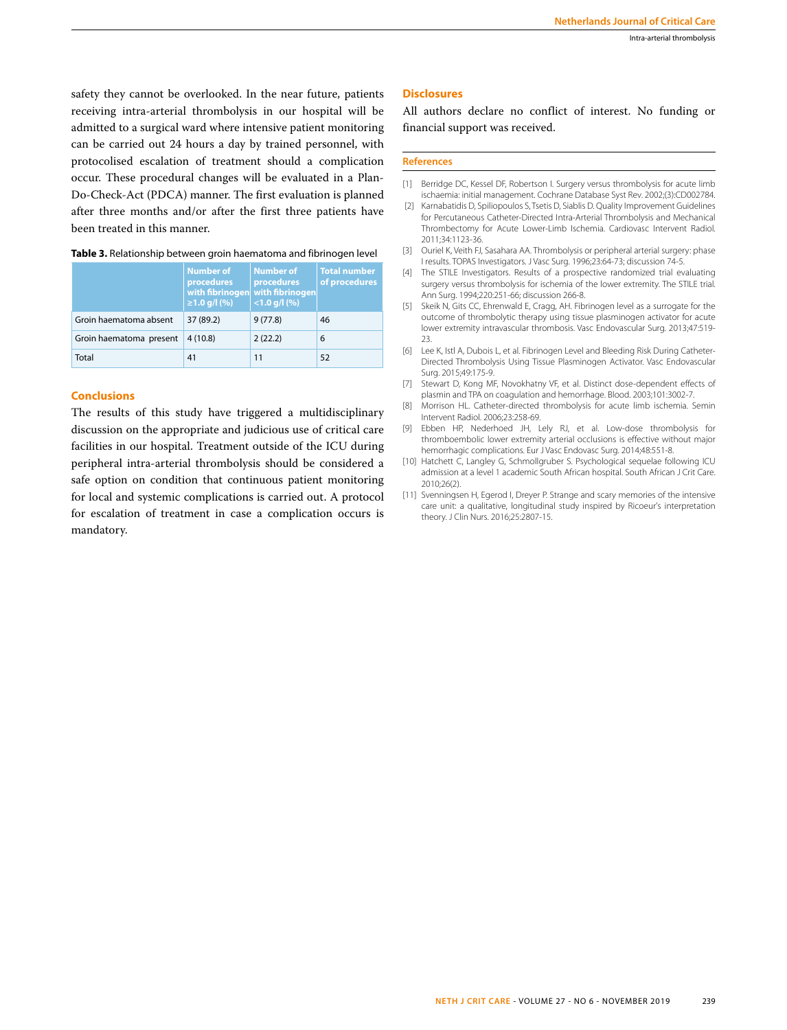safety they cannot be overlooked. In the near future, patients receiving intra-arterial thrombolysis in our hospital will be admitted to a surgical ward where intensive patient monitoring can be carried out 24 hours a day by trained personnel, with protocolised escalation of treatment should a complication occur. These procedural changes will be evaluated in a Plan-Do-Check-Act (PDCA) manner. The first evaluation is planned after three months and/or after the first three patients have been treated in this manner.

**Table 3.** Relationship between groin haematoma and fibrinogen level

| | Number of procedures with fibrinogen ≥1.0 g/l (%) | Number of procedures with fibrinogen <1.0 g/l (%) | Total number of procedures |
|---|---|---|---|
| Groin haematoma absent | 37 (89.2) | 9 (77.8) | 46 |
| Groin haematoma present | 4 (10.8) | 2 (22.2) | 6 |
| Total | 41 | 11 | 52 |

## Conclusions

The results of this study have triggered a multidisciplinary discussion on the appropriate and judicious use of critical care facilities in our hospital. Treatment outside of the ICU during peripheral intra-arterial thrombolysis should be considered a safe option on condition that continuous patient monitoring for local and systemic complications is carried out. A protocol for escalation of treatment in case a complication occurs is mandatory.

## Disclosures

All authors declare no conflict of interest. No funding or financial support was received.

## References

[1] Berridge DC, Kessel DF, Robertson I. Surgery versus thrombolysis for acute limb ischaemia: initial management. Cochrane Database Syst Rev. 2002;(3):CD002784.

[2] Karnabatidis D, Spiliopoulos S, Tsetis D, Siablis D. Quality Improvement Guidelines for Percutaneous Catheter-Directed Intra-Arterial Thrombolysis and Mechanical Thrombectomy for Acute Lower-Limb Ischemia. Cardiovasc Intervent Radiol. 2011;34:1123-36.

[3] Ouriel K, Veith FJ, Sasahara AA. Thrombolysis or peripheral arterial surgery: phase I results. TOPAS Investigators. J Vasc Surg. 1996;23:64-73; discussion 74-5.

[4] The STILE Investigators. Results of a prospective randomized trial evaluating surgery versus thrombolysis for ischemia of the lower extremity. The STILE trial. Ann Surg. 1994;220:251-66; discussion 266-8.

[5] Skeik N, Gits CC, Ehrenwald E, Cragg, AH. Fibrinogen level as a surrogate for the outcome of thrombolytic therapy using tissue plasminogen activator for acute lower extremity intravascular thrombosis. Vasc Endovascular Surg. 2013;47:519-23.

[6] Lee K, Istl A, Dubois L, et al. Fibrinogen Level and Bleeding Risk During Catheter-Directed Thrombolysis Using Tissue Plasminogen Activator. Vasc Endovascular Surg. 2015;49:175-9.

[7] Stewart D, Kong MF, Novokhatny VF, et al. Distinct dose-dependent effects of plasmin and TPA on coagulation and hemorrhage. Blood. 2003;101:3002-7.

[8] Morrison HL. Catheter-directed thrombolysis for acute limb ischemia. Semin Intervent Radiol. 2006;23:258-69.

[9] Ebben HP, Nederhoed JH, Lely RJ, et al. Low-dose thrombolysis for thromboembolic lower extremity arterial occlusions is effective without major hemorrhagic complications. Eur J Vasc Endovasc Surg. 2014;48:551-8.

[10] Hatchett C, Langley G, Schmollgruber S. Psychological sequelae following ICU admission at a level 1 academic South African hospital. South African J Crit Care. 2010;26(2).

[11] Svenningsen H, Egerod I, Dreyer P. Strange and scary memories of the intensive care unit: a qualitative, longitudinal study inspired by Ricoeur's interpretation theory. J Clin Nurs. 2016;25:2807-15.